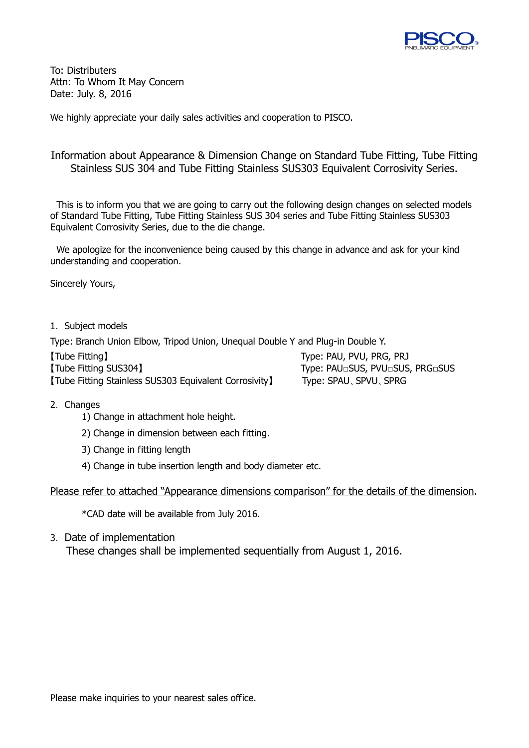To: Distributers
Attn: To Whom It May Concern
Date: July. 8, 2016

We highly appreciate your daily sales activities and cooperation to PISCO.

## Information about Appearance & Dimension Change on Standard Tube Fitting, Tube Fitting Stainless SUS 304 and Tube Fitting Stainless SUS303 Equivalent Corrosivity Series.

This is to inform you that we are going to carry out the following design changes on selected models of Standard Tube Fitting, Tube Fitting Stainless SUS 304 series and Tube Fitting Stainless SUS303 Equivalent Corrosivity Series, due to the die change.

We apologize for the inconvenience being caused by this change in advance and ask for your kind understanding and cooperation.

Sincerely Yours,

1. Subject models

Type: Branch Union Elbow, Tripod Union, Unequal Double Y and Plug-in Double Y.

| | |
|---|---|
| 【Tube Fitting】 | Type: PAU, PVU, PRG, PRJ |
| 【Tube Fitting SUS304】 | Type: PAU□SUS, PVU□SUS, PRG□SUS |
| 【Tube Fitting Stainless SUS303 Equivalent Corrosivity】 | Type: SPAU、SPVU、SPRG |

2. Changes
   1) Change in attachment hole height.
   2) Change in dimension between each fitting.
   3) Change in fitting length
   4) Change in tube insertion length and body diameter etc.

Please refer to attached "Appearance dimensions comparison" for the details of the dimension.

*CAD date will be available from July 2016.

3. Date of implementation

These changes shall be implemented sequentially from August 1, 2016.

Please make inquiries to your nearest sales office.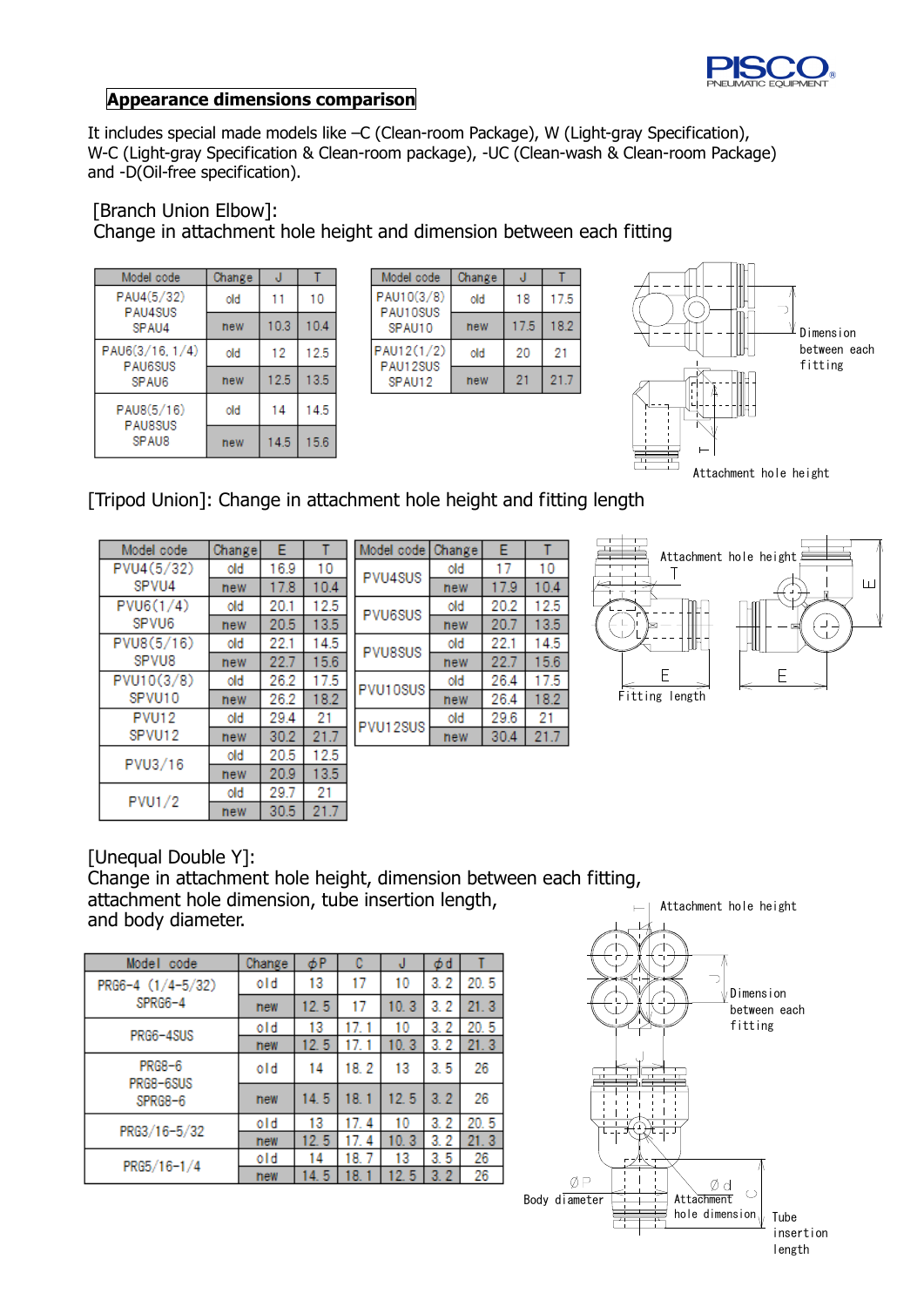## Appearance dimensions comparison

It includes special made models like –C (Clean-room Package), W (Light-gray Specification), W-C (Light-gray Specification & Clean-room package), -UC (Clean-wash & Clean-room Package) and -D(Oil-free specification).

### [Branch Union Elbow]:
Change in attachment hole height and dimension between each fitting

| Model code | Change | J | T |
|---|---|---|---|
| PAU4(5/32) PAU4SUS SPAU4 | old | 11 | 10 |
| | new | 10.3 | 10.4 |
| PAU6(3/16, 1/4) PAU6SUS SPAU6 | old | 12 | 12.5 |
| | new | 12.5 | 13.5 |
| PAU8(5/16) PAU8SUS SPAU8 | old | 14 | 14.5 |
| | new | 14.5 | 15.6 |

| Model code | Change | J | T |
|---|---|---|---|
| PAU10(3/8) PAU10SUS SPAU10 | old | 18 | 17.5 |
| | new | 17.5 | 18.2 |
| PAU12(1/2) PAU12SUS SPAU12 | old | 20 | 21 |
| | new | 21 | 21.7 |

Dimension between each fitting

Attachment hole height

### [Tripod Union]: Change in attachment hole height and fitting length

| Model code | Change | E | T |
|---|---|---|---|
| PVU4(5/32) SPVU4 | old | 16.9 | 10 |
| | new | 17.8 | 10.4 |
| PVU6(1/4) SPVU6 | old | 20.1 | 12.5 |
| | new | 20.5 | 13.5 |
| PVU8(5/16) SPVU8 | old | 22.1 | 14.5 |
| | new | 22.7 | 15.6 |
| PVU10(3/8) SPVU10 | old | 26.2 | 17.5 |
| | new | 26.2 | 18.2 |
| PVU12 SPVU12 | old | 29.4 | 21 |
| | new | 30.2 | 21.7 |
| PVU3/16 | old | 20.5 | 12.5 |
| | new | 20.9 | 13.5 |
| PVU1/2 | old | 29.7 | 21 |
| | new | 30.5 | 21.7 |

| Model code | Change | E | T |
|---|---|---|---|
| PVU4SUS | old | 17 | 10 |
| | new | 17.9 | 10.4 |
| PVU6SUS | old | 20.2 | 12.5 |
| | new | 20.7 | 13.5 |
| PVU8SUS | old | 22.1 | 14.5 |
| | new | 22.7 | 15.6 |
| PVU10SUS | old | 26.4 | 17.5 |
| | new | 26.4 | 18.2 |
| PVU12SUS | old | 29.6 | 21 |
| | new | 30.4 | 21.7 |

Attachment hole height

Fitting length

### [Unequal Double Y]:
Change in attachment hole height, dimension between each fitting, attachment hole dimension, tube insertion length, and body diameter.

| Model code | Change | φP | C | J | φd | T |
|---|---|---|---|---|---|---|
| PRG6-4 (1/4-5/32) SPRG6-4 | old | 13 | 17 | 10 | 3.2 | 20.5 |
| | new | 12.5 | 17 | 10.3 | 3.2 | 21.3 |
| PRG6-4SUS | old | 13 | 17.1 | 10 | 3.2 | 20.5 |
| | new | 12.5 | 17.1 | 10.3 | 3.2 | 21.3 |
| PRG8-6 PRG8-6SUS SPRG8-6 | old | 14 | 18.2 | 13 | 3.5 | 26 |
| | new | 14.5 | 18.1 | 12.5 | 3.2 | 26 |
| PRG3/16-5/32 | old | 13 | 17.4 | 10 | 3.2 | 20.5 |
| | new | 12.5 | 17.4 | 10.3 | 3.2 | 21.3 |
| PRG5/16-1/4 | old | 14 | 18.7 | 13 | 3.5 | 26 |
| | new | 14.5 | 18.1 | 12.5 | 3.2 | 26 |

Attachment hole height

Dimension between each fitting

Body diameter

Attachment hole dimension

Tube insertion length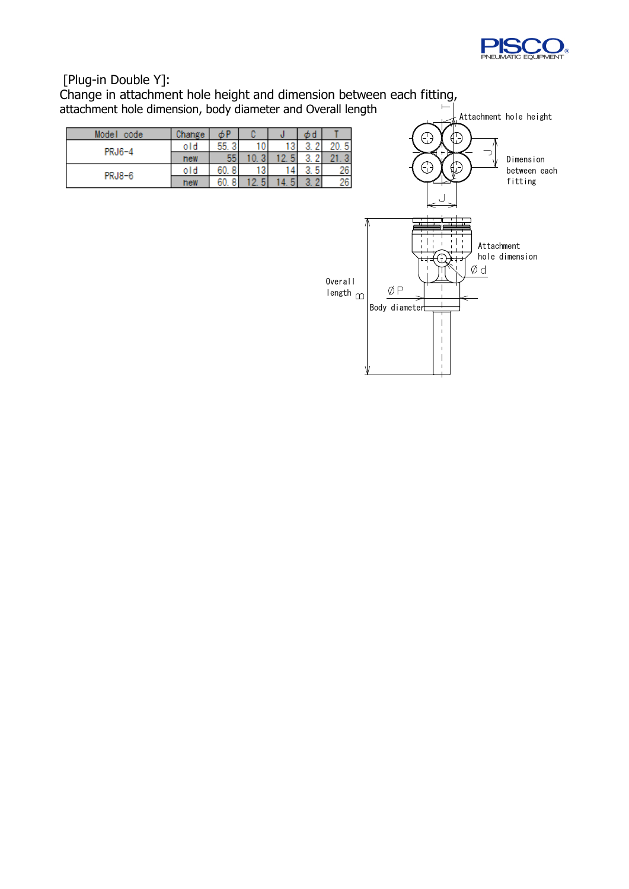[Plug-in Double Y]:

Change in attachment hole height and dimension between each fitting, attachment hole dimension, body diameter and Overall length

| Model code | Change | φP | C | J | φd | T |
|---|---|---|---|---|---|---|
| PRJ6-4 | old | 55.3 | 10 | 13 | 3.2 | 20.5 |
| | new | 55 | 10.3 | 12.5 | 3.2 | 21.3 |
| PRJ8-6 | old | 60.8 | 13 | 14 | 3.5 | 26 |
| | new | 60.8 | 12.5 | 14.5 | 3.2 | 26 |

T

Attachment hole height

C

Dimension between each fitting

J

Attachment hole dimension

Ø d

Overall length

B

Ø P

Body diameter